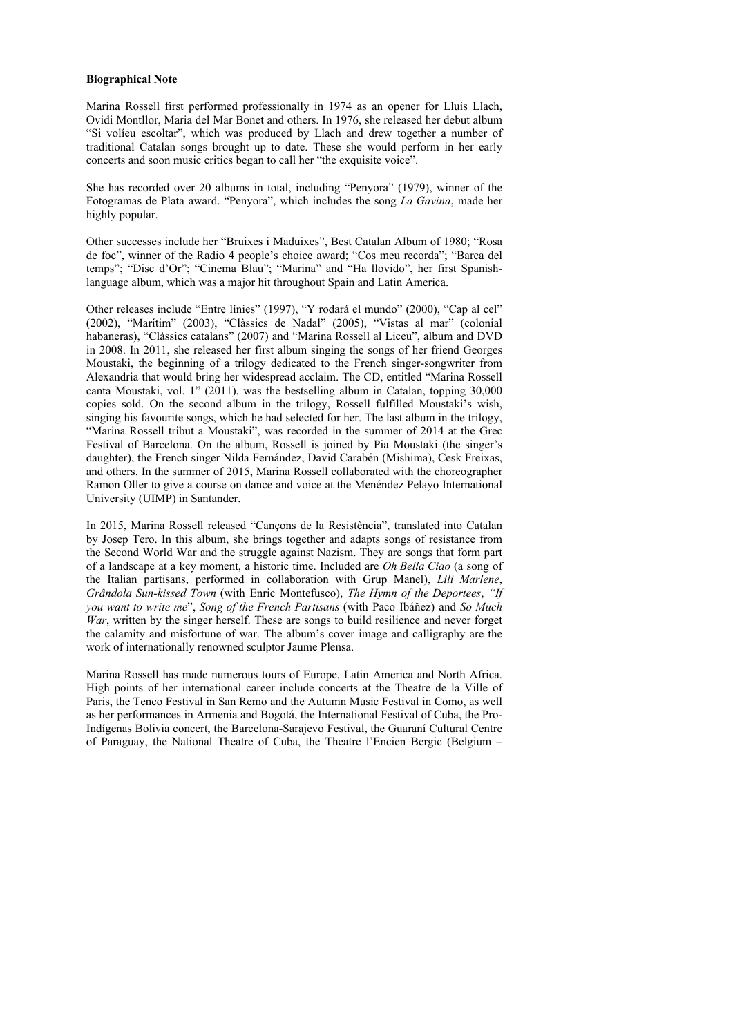**Biographical Note**

Marina Rossell first performed professionally in 1974 as an opener for Lluís Llach, Ovidi Montllor, Maria del Mar Bonet and others. In 1976, she released her debut album "Si volíeu escoltar", which was produced by Llach and drew together a number of traditional Catalan songs brought up to date. These she would perform in her early concerts and soon music critics began to call her "the exquisite voice".

She has recorded over 20 albums in total, including "Penyora" (1979), winner of the Fotogramas de Plata award. "Penyora", which includes the song *La Gavina*, made her highly popular.

Other successes include her "Bruixes i Maduixes", Best Catalan Album of 1980; "Rosa de foc", winner of the Radio 4 people's choice award; "Cos meu recorda"; "Barca del temps"; "Disc d'Or"; "Cinema Blau"; "Marina" and "Ha llovido", her first Spanish-language album, which was a major hit throughout Spain and Latin America.

Other releases include "Entre línies" (1997), "Y rodará el mundo" (2000), "Cap al cel" (2002), "Marítim" (2003), "Clàssics de Nadal" (2005), "Vistas al mar" (colonial habaneras), "Clàssics catalans" (2007) and "Marina Rossell al Liceu", album and DVD in 2008. In 2011, she released her first album singing the songs of her friend Georges Moustaki, the beginning of a trilogy dedicated to the French singer-songwriter from Alexandria that would bring her widespread acclaim. The CD, entitled "Marina Rossell canta Moustaki, vol. 1" (2011), was the bestselling album in Catalan, topping 30,000 copies sold. On the second album in the trilogy, Rossell fulfilled Moustaki's wish, singing his favourite songs, which he had selected for her. The last album in the trilogy, "Marina Rossell tribut a Moustaki", was recorded in the summer of 2014 at the Grec Festival of Barcelona. On the album, Rossell is joined by Pia Moustaki (the singer's daughter), the French singer Nilda Fernández, David Carabén (Mishima), Cesk Freixas, and others. In the summer of 2015, Marina Rossell collaborated with the choreographer Ramon Oller to give a course on dance and voice at the Menéndez Pelayo International University (UIMP) in Santander.

In 2015, Marina Rossell released "Cançons de la Resistència", translated into Catalan by Josep Tero. In this album, she brings together and adapts songs of resistance from the Second World War and the struggle against Nazism. They are songs that form part of a landscape at a key moment, a historic time. Included are *Oh Bella Ciao* (a song of the Italian partisans, performed in collaboration with Grup Manel), *Lili Marlene*, *Grândola Sun-kissed Town* (with Enric Montefusco), *The Hymn of the Deportees*, *"If you want to write me*", *Song of the French Partisans* (with Paco Ibáñez) and *So Much War*, written by the singer herself. These are songs to build resilience and never forget the calamity and misfortune of war. The album's cover image and calligraphy are the work of internationally renowned sculptor Jaume Plensa.

Marina Rossell has made numerous tours of Europe, Latin America and North Africa. High points of her international career include concerts at the Theatre de la Ville of Paris, the Tenco Festival in San Remo and the Autumn Music Festival in Como, as well as her performances in Armenia and Bogotá, the International Festival of Cuba, the Pro-Indígenas Bolivia concert, the Barcelona-Sarajevo Festival, the Guaraní Cultural Centre of Paraguay, the National Theatre of Cuba, the Theatre l'Encien Bergic (Belgium –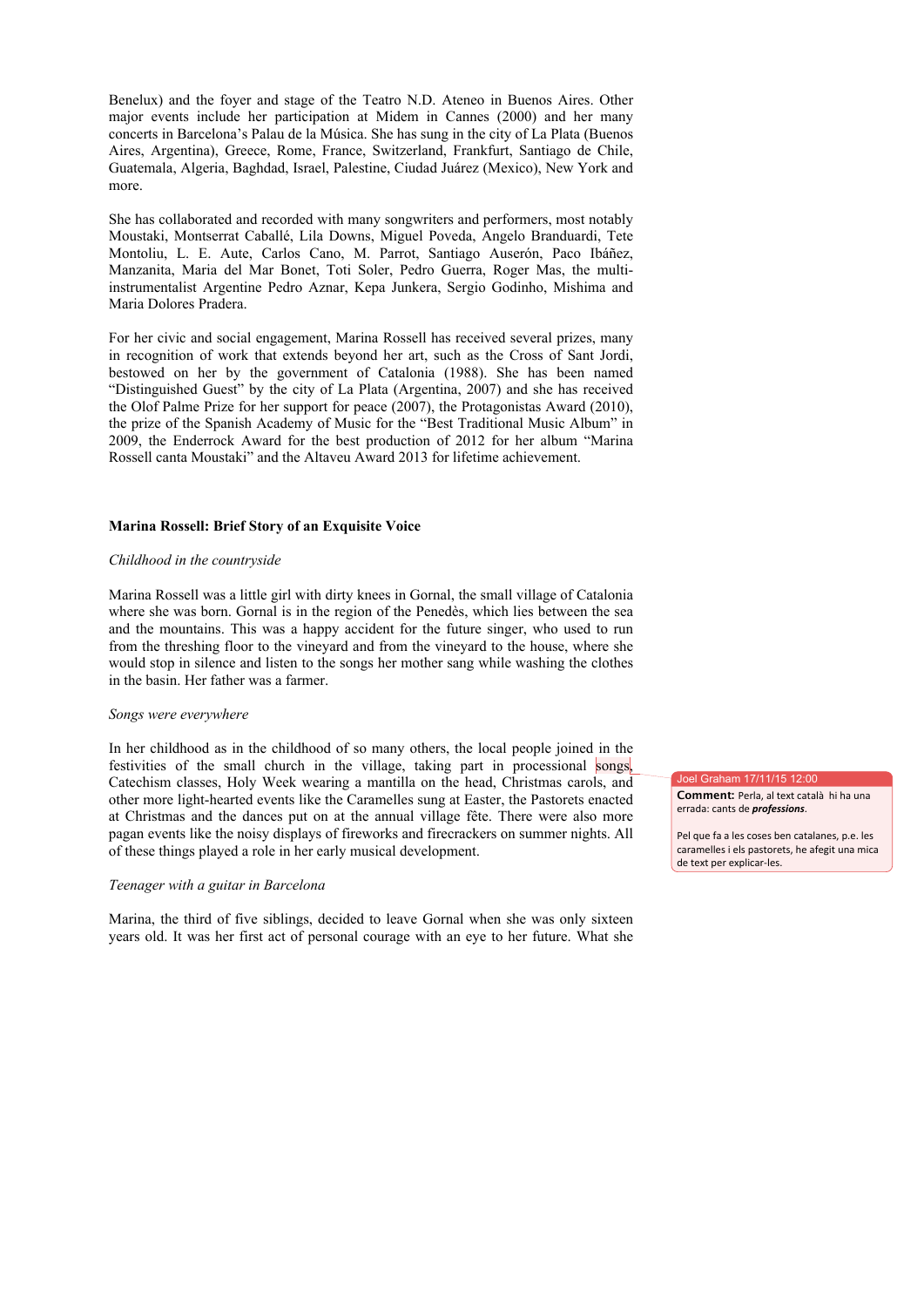Benelux) and the foyer and stage of the Teatro N.D. Ateneo in Buenos Aires. Other major events include her participation at Midem in Cannes (2000) and her many concerts in Barcelona's Palau de la Música. She has sung in the city of La Plata (Buenos Aires, Argentina), Greece, Rome, France, Switzerland, Frankfurt, Santiago de Chile, Guatemala, Algeria, Baghdad, Israel, Palestine, Ciudad Juárez (Mexico), New York and more.

She has collaborated and recorded with many songwriters and performers, most notably Moustaki, Montserrat Caballé, Lila Downs, Miguel Poveda, Angelo Branduardi, Tete Montoliu, L. E. Aute, Carlos Cano, M. Parrot, Santiago Auserón, Paco Ibáñez, Manzanita, Maria del Mar Bonet, Toti Soler, Pedro Guerra, Roger Mas, the multi-instrumentalist Argentine Pedro Aznar, Kepa Junkera, Sergio Godinho, Mishima and Maria Dolores Pradera.

For her civic and social engagement, Marina Rossell has received several prizes, many in recognition of work that extends beyond her art, such as the Cross of Sant Jordi, bestowed on her by the government of Catalonia (1988). She has been named "Distinguished Guest" by the city of La Plata (Argentina, 2007) and she has received the Olof Palme Prize for her support for peace (2007), the Protagonistas Award (2010), the prize of the Spanish Academy of Music for the "Best Traditional Music Album" in 2009, the Enderrock Award for the best production of 2012 for her album "Marina Rossell canta Moustaki" and the Altaveu Award 2013 for lifetime achievement.

**Marina Rossell: Brief Story of an Exquisite Voice**

*Childhood in the countryside*

Marina Rossell was a little girl with dirty knees in Gornal, the small village of Catalonia where she was born. Gornal is in the region of the Penedès, which lies between the sea and the mountains. This was a happy accident for the future singer, who used to run from the threshing floor to the vineyard and from the vineyard to the house, where she would stop in silence and listen to the songs her mother sang while washing the clothes in the basin. Her father was a farmer.

*Songs were everywhere*

In her childhood as in the childhood of so many others, the local people joined in the festivities of the small church in the village, taking part in processional songs, Catechism classes, Holy Week wearing a mantilla on the head, Christmas carols, and other more light-hearted events like the Caramelles sung at Easter, the Pastorets enacted at Christmas and the dances put on at the annual village fête. There were also more pagan events like the noisy displays of fireworks and firecrackers on summer nights. All of these things played a role in her early musical development.

> Joel Graham 17/11/15 12:00
> **Comment:** Perla, al text català hi ha una errada: cants de ***professions***.
>
> Pel que fa a les coses ben catalanes, p.e. les caramelles i els pastorets, he afegit una mica de text per explicar-les.

*Teenager with a guitar in Barcelona*

Marina, the third of five siblings, decided to leave Gornal when she was only sixteen years old. It was her first act of personal courage with an eye to her future. What she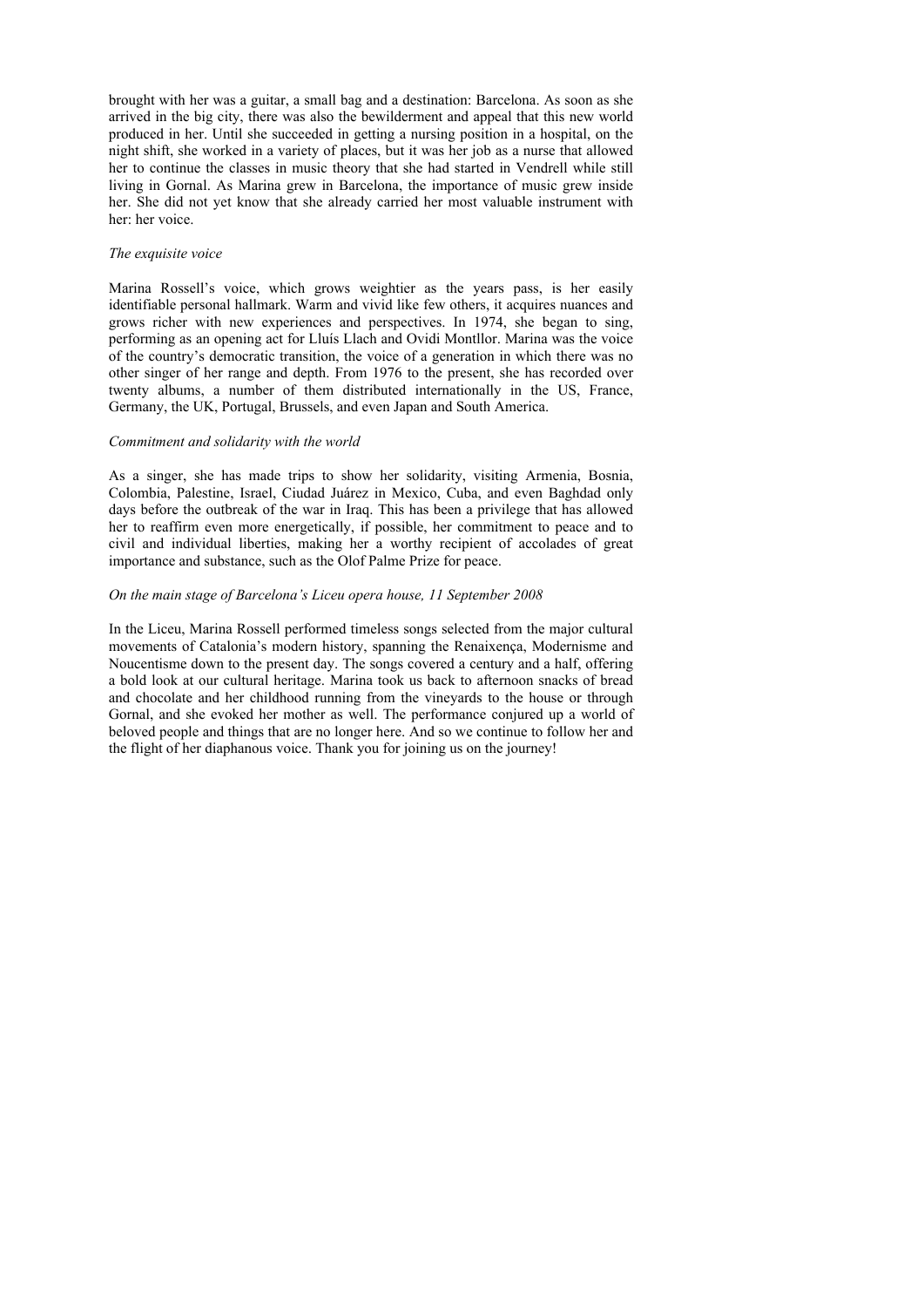brought with her was a guitar, a small bag and a destination: Barcelona. As soon as she arrived in the big city, there was also the bewilderment and appeal that this new world produced in her. Until she succeeded in getting a nursing position in a hospital, on the night shift, she worked in a variety of places, but it was her job as a nurse that allowed her to continue the classes in music theory that she had started in Vendrell while still living in Gornal. As Marina grew in Barcelona, the importance of music grew inside her. She did not yet know that she already carried her most valuable instrument with her: her voice.

*The exquisite voice*

Marina Rossell's voice, which grows weightier as the years pass, is her easily identifiable personal hallmark. Warm and vivid like few others, it acquires nuances and grows richer with new experiences and perspectives. In 1974, she began to sing, performing as an opening act for Lluís Llach and Ovidi Montllor. Marina was the voice of the country's democratic transition, the voice of a generation in which there was no other singer of her range and depth. From 1976 to the present, she has recorded over twenty albums, a number of them distributed internationally in the US, France, Germany, the UK, Portugal, Brussels, and even Japan and South America.

*Commitment and solidarity with the world*

As a singer, she has made trips to show her solidarity, visiting Armenia, Bosnia, Colombia, Palestine, Israel, Ciudad Juárez in Mexico, Cuba, and even Baghdad only days before the outbreak of the war in Iraq. This has been a privilege that has allowed her to reaffirm even more energetically, if possible, her commitment to peace and to civil and individual liberties, making her a worthy recipient of accolades of great importance and substance, such as the Olof Palme Prize for peace.

*On the main stage of Barcelona's Liceu opera house, 11 September 2008*

In the Liceu, Marina Rossell performed timeless songs selected from the major cultural movements of Catalonia's modern history, spanning the Renaixença, Modernisme and Noucentisme down to the present day. The songs covered a century and a half, offering a bold look at our cultural heritage. Marina took us back to afternoon snacks of bread and chocolate and her childhood running from the vineyards to the house or through Gornal, and she evoked her mother as well. The performance conjured up a world of beloved people and things that are no longer here. And so we continue to follow her and the flight of her diaphanous voice. Thank you for joining us on the journey!